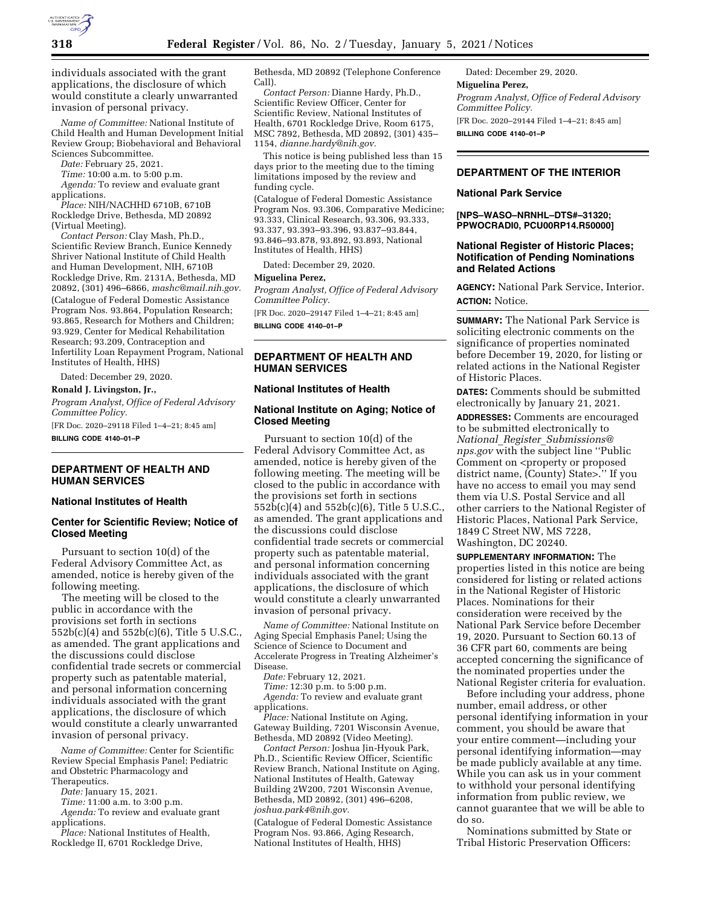individuals associated with the grant applications, the disclosure of which would constitute a clearly unwarranted invasion of personal privacy.

*Name of Committee:* National Institute of Child Health and Human Development Initial Review Group; Biobehavioral and Behavioral Sciences Subcommittee.

*Date:* February 25, 2021.

*Time:* 10:00 a.m. to 5:00 p.m.

*Agenda:* To review and evaluate grant applications.

*Place:* NIH/NACHHD 6710B, 6710B Rockledge Drive, Bethesda, MD 20892 (Virtual Meeting).

*Contact Person:* Clay Mash, Ph.D., Scientific Review Branch, Eunice Kennedy Shriver National Institute of Child Health and Human Development, NIH, 6710B Rockledge Drive, Rm. 2131A, Bethesda, MD 20892, (301) 496–6866, *mashc@mail.nih.gov.*

(Catalogue of Federal Domestic Assistance Program Nos. 93.864, Population Research; 93.865, Research for Mothers and Children; 93.929, Center for Medical Rehabilitation Research; 93.209, Contraception and Infertility Loan Repayment Program, National Institutes of Health, HHS)

Dated: December 29, 2020.

**Ronald J. Livingston, Jr.,**

*Program Analyst, Office of Federal Advisory Committee Policy.*

[FR Doc. 2020–29118 Filed 1–4–21; 8:45 am]

**BILLING CODE 4140–01–P**

## DEPARTMENT OF HEALTH AND HUMAN SERVICES

### National Institutes of Health

### Center for Scientific Review; Notice of Closed Meeting

Pursuant to section 10(d) of the Federal Advisory Committee Act, as amended, notice is hereby given of the following meeting.

The meeting will be closed to the public in accordance with the provisions set forth in sections 552b(c)(4) and 552b(c)(6), Title 5 U.S.C., as amended. The grant applications and the discussions could disclose confidential trade secrets or commercial property such as patentable material, and personal information concerning individuals associated with the grant applications, the disclosure of which would constitute a clearly unwarranted invasion of personal privacy.

*Name of Committee:* Center for Scientific Review Special Emphasis Panel; Pediatric and Obstetric Pharmacology and Therapeutics.

*Date:* January 15, 2021.

*Time:* 11:00 a.m. to 3:00 p.m.

*Agenda:* To review and evaluate grant applications.

*Place:* National Institutes of Health, Rockledge II, 6701 Rockledge Drive, Bethesda, MD 20892 (Telephone Conference Call).

*Contact Person:* Dianne Hardy, Ph.D., Scientific Review Officer, Center for Scientific Review, National Institutes of Health, 6701 Rockledge Drive, Room 6175, MSC 7892, Bethesda, MD 20892, (301) 435–1154, *dianne.hardy@nih.gov.*

This notice is being published less than 15 days prior to the meeting due to the timing limitations imposed by the review and funding cycle.

(Catalogue of Federal Domestic Assistance Program Nos. 93.306, Comparative Medicine; 93.333, Clinical Research, 93.306, 93.333, 93.337, 93.393–93.396, 93.837–93.844, 93.846–93.878, 93.892, 93.893, National Institutes of Health, HHS)

Dated: December 29, 2020.

**Miguelina Perez,**

*Program Analyst, Office of Federal Advisory Committee Policy.*

[FR Doc. 2020–29147 Filed 1–4–21; 8:45 am]

**BILLING CODE 4140–01–P**

## DEPARTMENT OF HEALTH AND HUMAN SERVICES

### National Institutes of Health

### National Institute on Aging; Notice of Closed Meeting

Pursuant to section 10(d) of the Federal Advisory Committee Act, as amended, notice is hereby given of the following meeting. The meeting will be closed to the public in accordance with the provisions set forth in sections 552b(c)(4) and 552b(c)(6), Title 5 U.S.C., as amended. The grant applications and the discussions could disclose confidential trade secrets or commercial property such as patentable material, and personal information concerning individuals associated with the grant applications, the disclosure of which would constitute a clearly unwarranted invasion of personal privacy.

*Name of Committee:* National Institute on Aging Special Emphasis Panel; Using the Science of Science to Document and Accelerate Progress in Treating Alzheimer's Disease.

*Date:* February 12, 2021.

*Time:* 12:30 p.m. to 5:00 p.m.

*Agenda:* To review and evaluate grant applications.

*Place:* National Institute on Aging, Gateway Building, 7201 Wisconsin Avenue, Bethesda, MD 20892 (Video Meeting).

*Contact Person:* Joshua Jin-Hyouk Park, Ph.D., Scientific Review Officer, Scientific Review Branch, National Institute on Aging, National Institutes of Health, Gateway Building 2W200, 7201 Wisconsin Avenue, Bethesda, MD 20892, (301) 496–6208, *joshua.park4@nih.gov.*

(Catalogue of Federal Domestic Assistance Program Nos. 93.866, Aging Research, National Institutes of Health, HHS)

Dated: December 29, 2020.

**Miguelina Perez,**

*Program Analyst, Office of Federal Advisory Committee Policy.*

[FR Doc. 2020–29144 Filed 1–4–21; 8:45 am]

**BILLING CODE 4140–01–P**

## DEPARTMENT OF THE INTERIOR

### National Park Service

**[NPS–WASO–NRNHL–DTS#–31320; PPWOCRADI0, PCU00RP14.R50000]**

### National Register of Historic Places; Notification of Pending Nominations and Related Actions

**AGENCY:** National Park Service, Interior.

**ACTION:** Notice.

**SUMMARY:** The National Park Service is soliciting electronic comments on the significance of properties nominated before December 19, 2020, for listing or related actions in the National Register of Historic Places.

**DATES:** Comments should be submitted electronically by January 21, 2021.

**ADDRESSES:** Comments are encouraged to be submitted electronically to *National_Register_Submissions@nps.gov* with the subject line ''Public Comment on <property or proposed district name, (County) State>.'' If you have no access to email you may send them via U.S. Postal Service and all other carriers to the National Register of Historic Places, National Park Service, 1849 C Street NW, MS 7228, Washington, DC 20240.

**SUPPLEMENTARY INFORMATION:** The properties listed in this notice are being considered for listing or related actions in the National Register of Historic Places. Nominations for their consideration were received by the National Park Service before December 19, 2020. Pursuant to Section 60.13 of 36 CFR part 60, comments are being accepted concerning the significance of the nominated properties under the National Register criteria for evaluation.

Before including your address, phone number, email address, or other personal identifying information in your comment, you should be aware that your entire comment—including your personal identifying information—may be made publicly available at any time. While you can ask us in your comment to withhold your personal identifying information from public review, we cannot guarantee that we will be able to do so.

Nominations submitted by State or Tribal Historic Preservation Officers: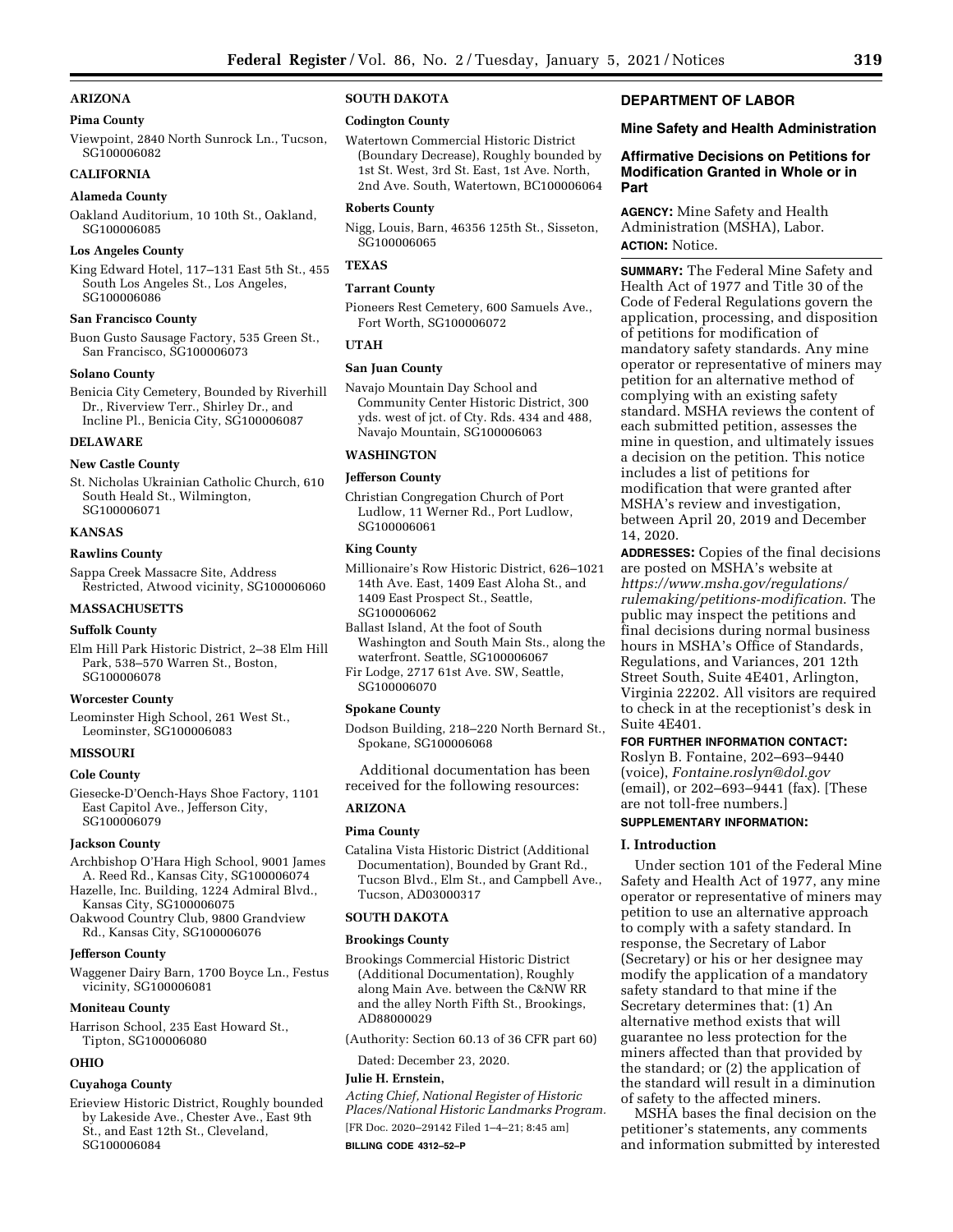## ARIZONA

### Pima County

Viewpoint, 2840 North Sunrock Ln., Tucson, SG100006082

## CALIFORNIA

### Alameda County

Oakland Auditorium, 10 10th St., Oakland, SG100006085

### Los Angeles County

King Edward Hotel, 117–131 East 5th St., 455 South Los Angeles St., Los Angeles, SG100006086

### San Francisco County

Buon Gusto Sausage Factory, 535 Green St., San Francisco, SG100006073

### Solano County

Benicia City Cemetery, Bounded by Riverhill Dr., Riverview Terr., Shirley Dr., and Incline Pl., Benicia City, SG100006087

## DELAWARE

### New Castle County

St. Nicholas Ukrainian Catholic Church, 610 South Heald St., Wilmington, SG100006071

## KANSAS

### Rawlins County

Sappa Creek Massacre Site, Address Restricted, Atwood vicinity, SG100006060

## MASSACHUSETTS

### Suffolk County

Elm Hill Park Historic District, 2–38 Elm Hill Park, 538–570 Warren St., Boston, SG100006078

### Worcester County

Leominster High School, 261 West St., Leominster, SG100006083

## MISSOURI

### Cole County

Giesecke-D'Oench-Hays Shoe Factory, 1101 East Capitol Ave., Jefferson City, SG100006079

### Jackson County

Archbishop O'Hara High School, 9001 James A. Reed Rd., Kansas City, SG100006074

Hazelle, Inc. Building, 1224 Admiral Blvd., Kansas City, SG100006075

Oakwood Country Club, 9800 Grandview Rd., Kansas City, SG100006076

### Jefferson County

Waggener Dairy Barn, 1700 Boyce Ln., Festus vicinity, SG100006081

### Moniteau County

Harrison School, 235 East Howard St., Tipton, SG100006080

## OHIO

### Cuyahoga County

Erieview Historic District, Roughly bounded by Lakeside Ave., Chester Ave., East 9th St., and East 12th St., Cleveland, SG100006084

## SOUTH DAKOTA

### Codington County

Watertown Commercial Historic District (Boundary Decrease), Roughly bounded by 1st St. West, 3rd St. East, 1st Ave. North, 2nd Ave. South, Watertown, BC100006064

### Roberts County

Nigg, Louis, Barn, 46356 125th St., Sisseton, SG100006065

## TEXAS

### Tarrant County

Pioneers Rest Cemetery, 600 Samuels Ave., Fort Worth, SG100006072

## UTAH

### San Juan County

Navajo Mountain Day School and Community Center Historic District, 300 yds. west of jct. of Cty. Rds. 434 and 488, Navajo Mountain, SG100006063

## WASHINGTON

### Jefferson County

Christian Congregation Church of Port Ludlow, 11 Werner Rd., Port Ludlow, SG100006061

### King County

Millionaire's Row Historic District, 626–1021 14th Ave. East, 1409 East Aloha St., and 1409 East Prospect St., Seattle, SG100006062

Ballast Island, At the foot of South Washington and South Main Sts., along the waterfront. Seattle, SG100006067

Fir Lodge, 2717 61st Ave. SW, Seattle, SG100006070

### Spokane County

Dodson Building, 218–220 North Bernard St., Spokane, SG100006068

Additional documentation has been received for the following resources:

## ARIZONA

### Pima County

Catalina Vista Historic District (Additional Documentation), Bounded by Grant Rd., Tucson Blvd., Elm St., and Campbell Ave., Tucson, AD03000317

## SOUTH DAKOTA

### Brookings County

Brookings Commercial Historic District (Additional Documentation), Roughly along Main Ave. between the C&NW RR and the alley North Fifth St., Brookings, AD88000029

(Authority: Section 60.13 of 36 CFR part 60)

Dated: December 23, 2020.

**Julie H. Ernstein,**

*Acting Chief, National Register of Historic Places/National Historic Landmarks Program.*

[FR Doc. 2020–29142 Filed 1–4–21; 8:45 am]

**BILLING CODE 4312–52–P**

# DEPARTMENT OF LABOR

## Mine Safety and Health Administration

## Affirmative Decisions on Petitions for Modification Granted in Whole or in Part

**AGENCY:** Mine Safety and Health Administration (MSHA), Labor.

**ACTION:** Notice.

**SUMMARY:** The Federal Mine Safety and Health Act of 1977 and Title 30 of the Code of Federal Regulations govern the application, processing, and disposition of petitions for modification of mandatory safety standards. Any mine operator or representative of miners may petition for an alternative method of complying with an existing safety standard. MSHA reviews the content of each submitted petition, assesses the mine in question, and ultimately issues a decision on the petition. This notice includes a list of petitions for modification that were granted after MSHA's review and investigation, between April 20, 2019 and December 14, 2020.

**ADDRESSES:** Copies of the final decisions are posted on MSHA's website at *https://www.msha.gov/regulations/rulemaking/petitions-modification*. The public may inspect the petitions and final decisions during normal business hours in MSHA's Office of Standards, Regulations, and Variances, 201 12th Street South, Suite 4E401, Arlington, Virginia 22202. All visitors are required to check in at the receptionist's desk in Suite 4E401.

**FOR FURTHER INFORMATION CONTACT:** Roslyn B. Fontaine, 202–693–9440 (voice), *Fontaine.roslyn@dol.gov* (email), or 202–693–9441 (fax). [These are not toll-free numbers.]

**SUPPLEMENTARY INFORMATION:**

### I. Introduction

Under section 101 of the Federal Mine Safety and Health Act of 1977, any mine operator or representative of miners may petition to use an alternative approach to comply with a safety standard. In response, the Secretary of Labor (Secretary) or his or her designee may modify the application of a mandatory safety standard to that mine if the Secretary determines that: (1) An alternative method exists that will guarantee no less protection for the miners affected than that provided by the standard; or (2) the application of the standard will result in a diminution of safety to the affected miners.

MSHA bases the final decision on the petitioner's statements, any comments and information submitted by interested